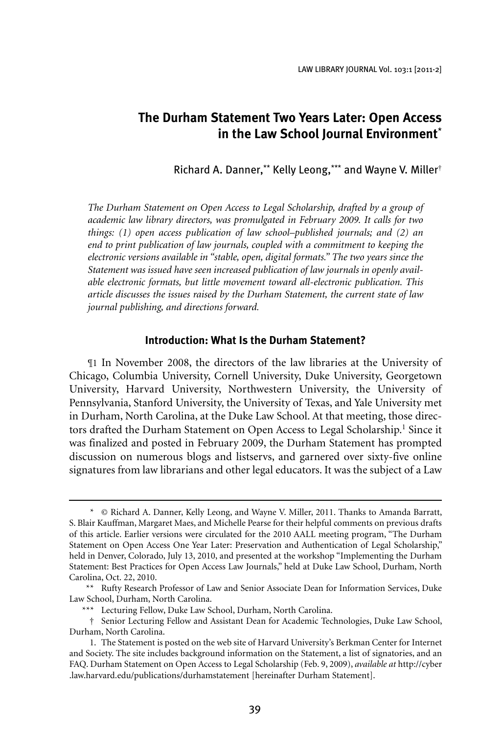# The Durham Statement Two Years Later: Open Access in the Law School Journal Environment*

Richard A. Danner,** Kelly Leong,*** and Wayne V. Miller†

*The Durham Statement on Open Access to Legal Scholarship, drafted by a group of academic law library directors, was promulgated in February 2009. It calls for two things: (1) open access publication of law school–published journals; and (2) an end to print publication of law journals, coupled with a commitment to keeping the electronic versions available in "stable, open, digital formats." The two years since the Statement was issued have seen increased publication of law journals in openly available electronic formats, but little movement toward all-electronic publication. This article discusses the issues raised by the Durham Statement, the current state of law journal publishing, and directions forward.*

## Introduction: What Is the Durham Statement?

¶1 In November 2008, the directors of the law libraries at the University of Chicago, Columbia University, Cornell University, Duke University, Georgetown University, Harvard University, Northwestern University, the University of Pennsylvania, Stanford University, the University of Texas, and Yale University met in Durham, North Carolina, at the Duke Law School. At that meeting, those directors drafted the Durham Statement on Open Access to Legal Scholarship.[1] Since it was finalized and posted in February 2009, the Durham Statement has prompted discussion on numerous blogs and listservs, and garnered over sixty-five online signatures from law librarians and other legal educators. It was the subject of a Law

---

\* © Richard A. Danner, Kelly Leong, and Wayne V. Miller, 2011. Thanks to Amanda Barratt, S. Blair Kauffman, Margaret Maes, and Michelle Pearse for their helpful comments on previous drafts of this article. Earlier versions were circulated for the 2010 AALL meeting program, "The Durham Statement on Open Access One Year Later: Preservation and Authentication of Legal Scholarship," held in Denver, Colorado, July 13, 2010, and presented at the workshop "Implementing the Durham Statement: Best Practices for Open Access Law Journals," held at Duke Law School, Durham, North Carolina, Oct. 22, 2010.

\*\* Rufty Research Professor of Law and Senior Associate Dean for Information Services, Duke Law School, Durham, North Carolina.

\*\*\* Lecturing Fellow, Duke Law School, Durham, North Carolina.

† Senior Lecturing Fellow and Assistant Dean for Academic Technologies, Duke Law School, Durham, North Carolina.

1. The Statement is posted on the web site of Harvard University's Berkman Center for Internet and Society. The site includes background information on the Statement, a list of signatories, and an FAQ. Durham Statement on Open Access to Legal Scholarship (Feb. 9, 2009), *available at* http://cyber.law.harvard.edu/publications/durhamstatement [hereinafter Durham Statement].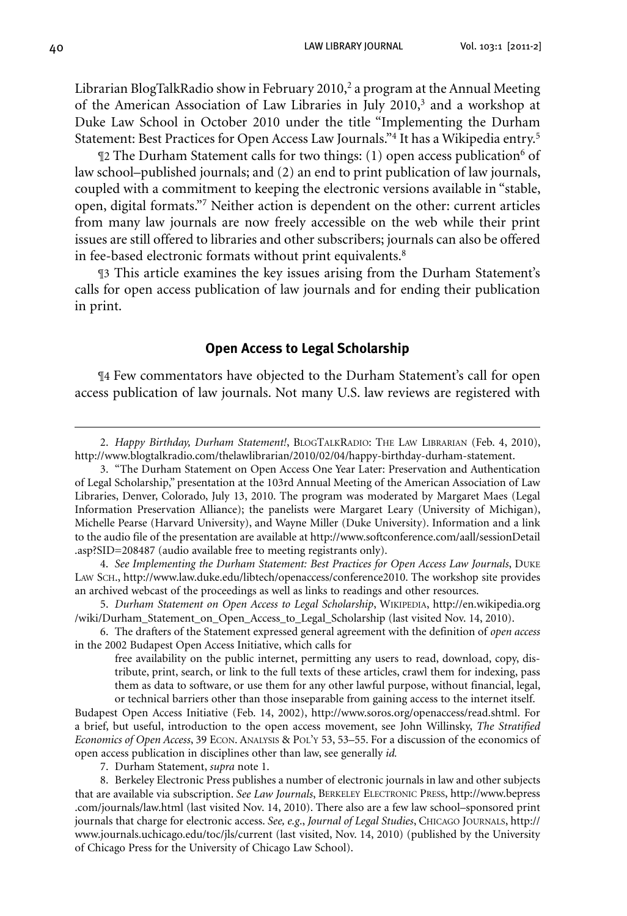Librarian BlogTalkRadio show in February 2010,[2] a program at the Annual Meeting of the American Association of Law Libraries in July 2010,[3] and a workshop at Duke Law School in October 2010 under the title "Implementing the Durham Statement: Best Practices for Open Access Law Journals."[4] It has a Wikipedia entry.[5]

¶2 The Durham Statement calls for two things: (1) open access publication[6] of law school–published journals; and (2) an end to print publication of law journals, coupled with a commitment to keeping the electronic versions available in "stable, open, digital formats."[7] Neither action is dependent on the other: current articles from many law journals are now freely accessible on the web while their print issues are still offered to libraries and other subscribers; journals can also be offered in fee-based electronic formats without print equivalents.[8]

¶3 This article examines the key issues arising from the Durham Statement's calls for open access publication of law journals and for ending their publication in print.

### Open Access to Legal Scholarship

¶4 Few commentators have objected to the Durham Statement's call for open access publication of law journals. Not many U.S. law reviews are registered with

---

2. *Happy Birthday, Durham Statement!*, BlogTalkRadio: The Law Librarian (Feb. 4, 2010), http://www.blogtalkradio.com/thelawlibrarian/2010/02/04/happy-birthday-durham-statement.

3. "The Durham Statement on Open Access One Year Later: Preservation and Authentication of Legal Scholarship," presentation at the 103rd Annual Meeting of the American Association of Law Libraries, Denver, Colorado, July 13, 2010. The program was moderated by Margaret Maes (Legal Information Preservation Alliance); the panelists were Margaret Leary (University of Michigan), Michelle Pearse (Harvard University), and Wayne Miller (Duke University). Information and a link to the audio file of the presentation are available at http://www.softconference.com/aall/sessionDetail.asp?SID=208487 (audio available free to meeting registrants only).

4. *See Implementing the Durham Statement: Best Practices for Open Access Law Journals*, Duke Law Sch., http://www.law.duke.edu/libtech/openaccess/conference2010. The workshop site provides an archived webcast of the proceedings as well as links to readings and other resources.

5. *Durham Statement on Open Access to Legal Scholarship*, Wikipedia, http://en.wikipedia.org/wiki/Durham_Statement_on_Open_Access_to_Legal_Scholarship (last visited Nov. 14, 2010).

6. The drafters of the Statement expressed general agreement with the definition of *open access* in the 2002 Budapest Open Access Initiative, which calls for

> free availability on the public internet, permitting any users to read, download, copy, distribute, print, search, or link to the full texts of these articles, crawl them for indexing, pass them as data to software, or use them for any other lawful purpose, without financial, legal, or technical barriers other than those inseparable from gaining access to the internet itself.

Budapest Open Access Initiative (Feb. 14, 2002), http://www.soros.org/openaccess/read.shtml. For a brief, but useful, introduction to the open access movement, see John Willinsky, *The Stratified Economics of Open Access*, 39 Econ. Analysis & Pol'y 53, 53–55. For a discussion of the economics of open access publication in disciplines other than law, see generally *id.*

7. Durham Statement, *supra* note 1.

8. Berkeley Electronic Press publishes a number of electronic journals in law and other subjects that are available via subscription. *See Law Journals*, Berkeley Electronic Press, http://www.bepress.com/journals/law.html (last visited Nov. 14, 2010). There also are a few law school–sponsored print journals that charge for electronic access. *See, e.g.*, *Journal of Legal Studies*, Chicago Journals, http://www.journals.uchicago.edu/toc/jls/current (last visited, Nov. 14, 2010) (published by the University of Chicago Press for the University of Chicago Law School).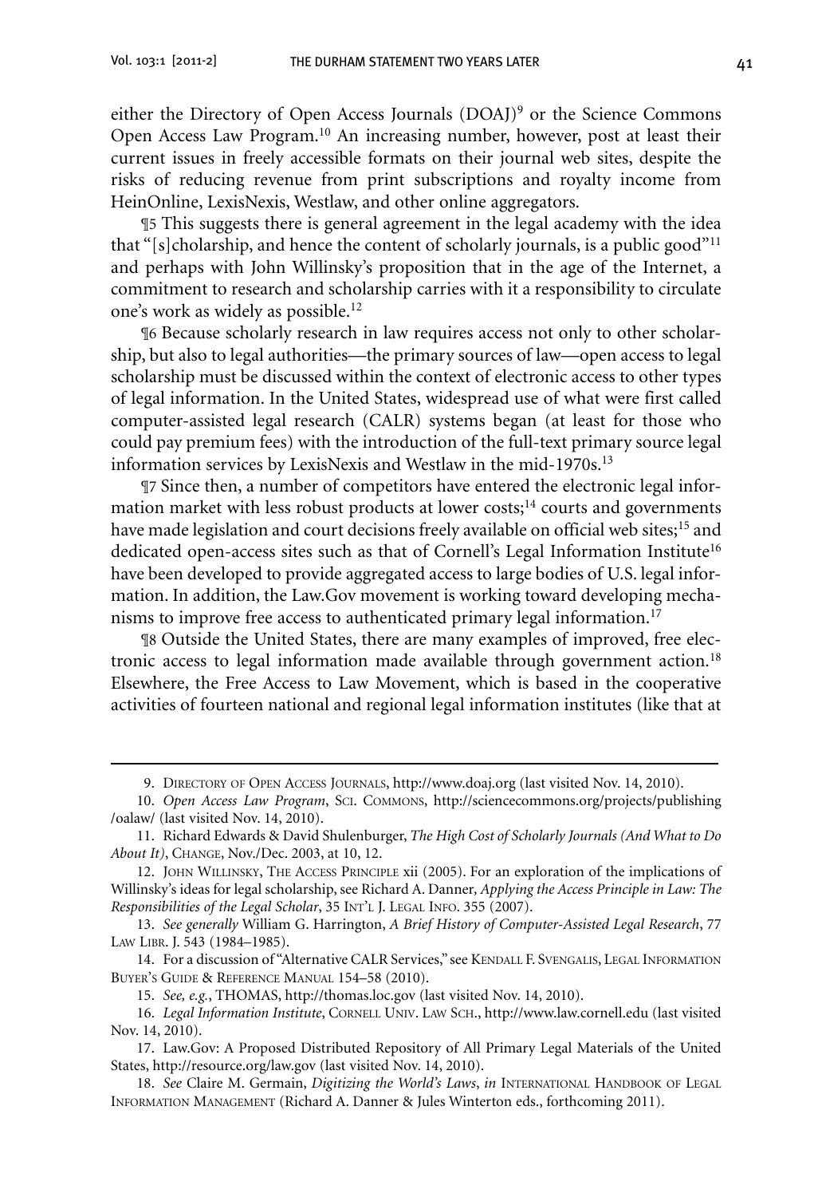either the Directory of Open Access Journals (DOAJ)[9] or the Science Commons Open Access Law Program.[10] An increasing number, however, post at least their current issues in freely accessible formats on their journal web sites, despite the risks of reducing revenue from print subscriptions and royalty income from HeinOnline, LexisNexis, Westlaw, and other online aggregators.

¶5 This suggests there is general agreement in the legal academy with the idea that "[s]cholarship, and hence the content of scholarly journals, is a public good"[11] and perhaps with John Willinsky's proposition that in the age of the Internet, a commitment to research and scholarship carries with it a responsibility to circulate one's work as widely as possible.[12]

¶6 Because scholarly research in law requires access not only to other scholarship, but also to legal authorities—the primary sources of law—open access to legal scholarship must be discussed within the context of electronic access to other types of legal information. In the United States, widespread use of what were first called computer-assisted legal research (CALR) systems began (at least for those who could pay premium fees) with the introduction of the full-text primary source legal information services by LexisNexis and Westlaw in the mid-1970s.[13]

¶7 Since then, a number of competitors have entered the electronic legal information market with less robust products at lower costs;[14] courts and governments have made legislation and court decisions freely available on official web sites;[15] and dedicated open-access sites such as that of Cornell's Legal Information Institute[16] have been developed to provide aggregated access to large bodies of U.S. legal information. In addition, the Law.Gov movement is working toward developing mechanisms to improve free access to authenticated primary legal information.[17]

¶8 Outside the United States, there are many examples of improved, free electronic access to legal information made available through government action.[18] Elsewhere, the Free Access to Law Movement, which is based in the cooperative activities of fourteen national and regional legal information institutes (like that at

---

9. Directory of Open Access Journals, http://www.doaj.org (last visited Nov. 14, 2010).

10. *Open Access Law Program*, Sci. Commons, http://sciencecommons.org/projects/publishing/oalaw/ (last visited Nov. 14, 2010).

11. Richard Edwards & David Shulenburger, *The High Cost of Scholarly Journals (And What to Do About It)*, Change, Nov./Dec. 2003, at 10, 12.

12. John Willinsky, The Access Principle xii (2005). For an exploration of the implications of Willinsky's ideas for legal scholarship, see Richard A. Danner, *Applying the Access Principle in Law: The Responsibilities of the Legal Scholar*, 35 Int'l J. Legal Info. 355 (2007).

13. *See generally* William G. Harrington, *A Brief History of Computer-Assisted Legal Research*, 77 Law Libr. J. 543 (1984–1985).

14. For a discussion of "Alternative CALR Services," see Kendall F. Svengalis, Legal Information Buyer's Guide & Reference Manual 154–58 (2010).

15. *See, e.g.*, THOMAS, http://thomas.loc.gov (last visited Nov. 14, 2010).

16. *Legal Information Institute*, Cornell Univ. Law Sch., http://www.law.cornell.edu (last visited Nov. 14, 2010).

17. Law.Gov: A Proposed Distributed Repository of All Primary Legal Materials of the United States, http://resource.org/law.gov (last visited Nov. 14, 2010).

18. *See* Claire M. Germain, *Digitizing the World's Laws*, *in* International Handbook of Legal Information Management (Richard A. Danner & Jules Winterton eds., forthcoming 2011).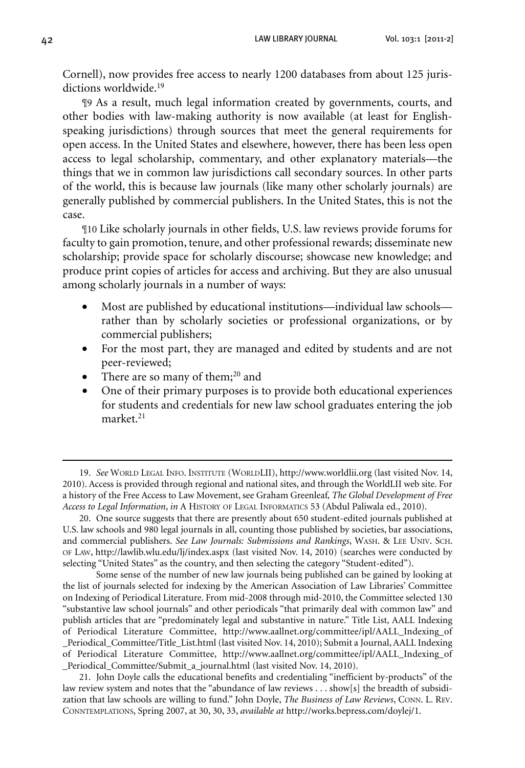Cornell), now provides free access to nearly 1200 databases from about 125 jurisdictions worldwide.[19]

¶9 As a result, much legal information created by governments, courts, and other bodies with law-making authority is now available (at least for English-speaking jurisdictions) through sources that meet the general requirements for open access. In the United States and elsewhere, however, there has been less open access to legal scholarship, commentary, and other explanatory materials—the things that we in common law jurisdictions call secondary sources. In other parts of the world, this is because law journals (like many other scholarly journals) are generally published by commercial publishers. In the United States, this is not the case.

¶10 Like scholarly journals in other fields, U.S. law reviews provide forums for faculty to gain promotion, tenure, and other professional rewards; disseminate new scholarship; provide space for scholarly discourse; showcase new knowledge; and produce print copies of articles for access and archiving. But they are also unusual among scholarly journals in a number of ways:

- Most are published by educational institutions—individual law schools—rather than by scholarly societies or professional organizations, or by commercial publishers;
- For the most part, they are managed and edited by students and are not peer-reviewed;
- There are so many of them;[20] and
- One of their primary purposes is to provide both educational experiences for students and credentials for new law school graduates entering the job market.[21]

---

19. *See* World Legal Info. Institute (WorldLII), http://www.worldlii.org (last visited Nov. 14, 2010). Access is provided through regional and national sites, and through the WorldLII web site. For a history of the Free Access to Law Movement, see Graham Greenleaf, *The Global Development of Free Access to Legal Information*, *in* A History of Legal Informatics 53 (Abdul Paliwala ed., 2010).

20. One source suggests that there are presently about 650 student-edited journals published at U.S. law schools and 980 legal journals in all, counting those published by societies, bar associations, and commercial publishers. *See Law Journals: Submissions and Rankings*, Wash. & Lee Univ. Sch. of Law, http://lawlib.wlu.edu/lj/index.aspx (last visited Nov. 14, 2010) (searches were conducted by selecting "United States" as the country, and then selecting the category "Student-edited").

Some sense of the number of new law journals being published can be gained by looking at the list of journals selected for indexing by the American Association of Law Libraries' Committee on Indexing of Periodical Literature. From mid-2008 through mid-2010, the Committee selected 130 "substantive law school journals" and other periodicals "that primarily deal with common law" and publish articles that are "predominately legal and substantive in nature." Title List, AALL Indexing of Periodical Literature Committee, http://www.aallnet.org/committee/ipl/AALL_Indexing_of_Periodical_Committee/Title_List.html (last visited Nov. 14, 2010); Submit a Journal, AALL Indexing of Periodical Literature Committee, http://www.aallnet.org/committee/ipl/AALL_Indexing_of_Periodical_Committee/Submit_a_journal.html (last visited Nov. 14, 2010).

21. John Doyle calls the educational benefits and credentialing "inefficient by-products" of the law review system and notes that the "abundance of law reviews . . . show[s] the breadth of subsidization that law schools are willing to fund." John Doyle, *The Business of Law Reviews*, Conn. L. Rev. Conntemplations, Spring 2007, at 30, 30, 33, *available at* http://works.bepress.com/doylej/1.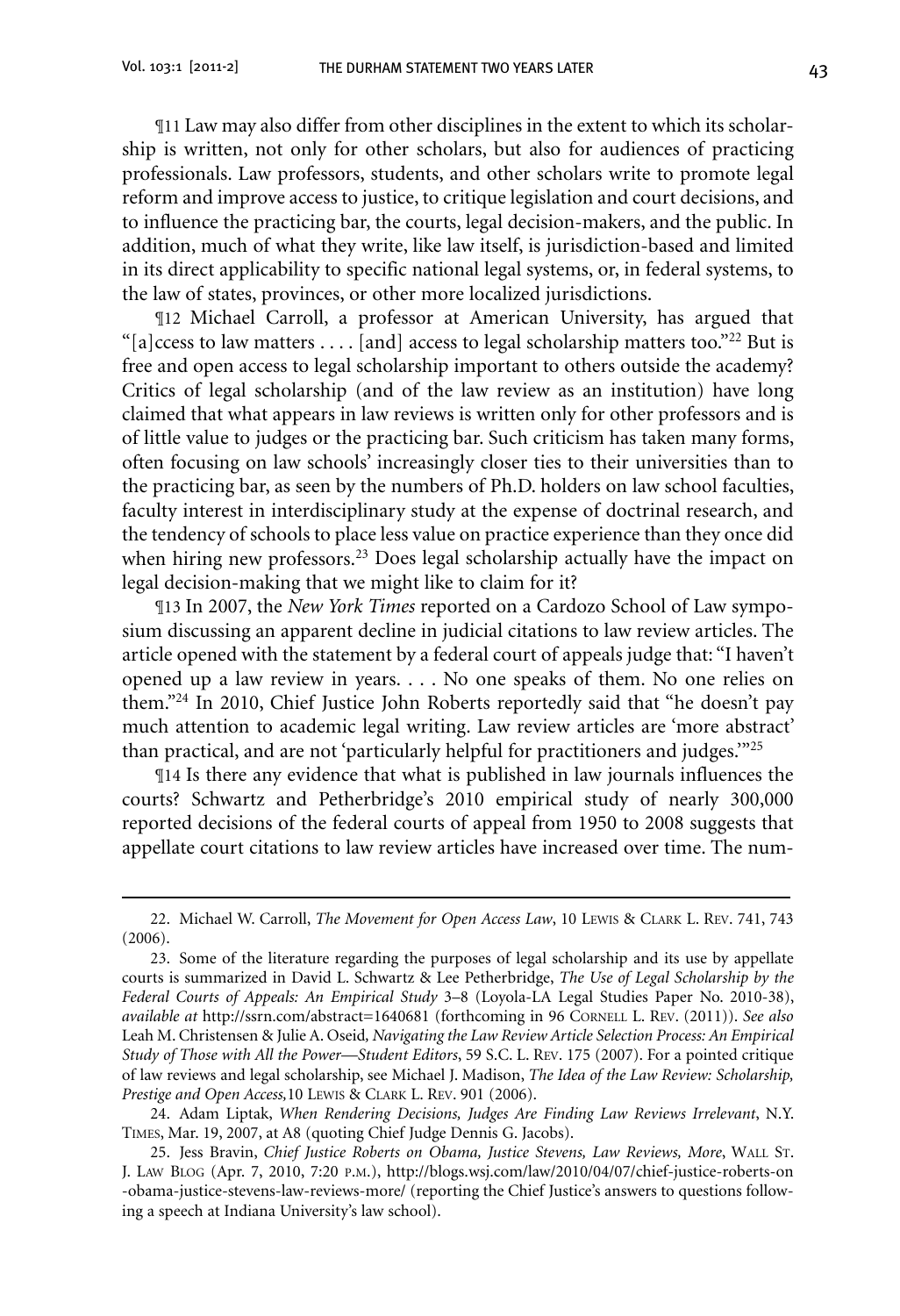¶11 Law may also differ from other disciplines in the extent to which its scholarship is written, not only for other scholars, but also for audiences of practicing professionals. Law professors, students, and other scholars write to promote legal reform and improve access to justice, to critique legislation and court decisions, and to influence the practicing bar, the courts, legal decision-makers, and the public. In addition, much of what they write, like law itself, is jurisdiction-based and limited in its direct applicability to specific national legal systems, or, in federal systems, to the law of states, provinces, or other more localized jurisdictions.

¶12 Michael Carroll, a professor at American University, has argued that "[a]ccess to law matters . . . . [and] access to legal scholarship matters too."[22] But is free and open access to legal scholarship important to others outside the academy? Critics of legal scholarship (and of the law review as an institution) have long claimed that what appears in law reviews is written only for other professors and is of little value to judges or the practicing bar. Such criticism has taken many forms, often focusing on law schools' increasingly closer ties to their universities than to the practicing bar, as seen by the numbers of Ph.D. holders on law school faculties, faculty interest in interdisciplinary study at the expense of doctrinal research, and the tendency of schools to place less value on practice experience than they once did when hiring new professors.[23] Does legal scholarship actually have the impact on legal decision-making that we might like to claim for it?

¶13 In 2007, the *New York Times* reported on a Cardozo School of Law symposium discussing an apparent decline in judicial citations to law review articles. The article opened with the statement by a federal court of appeals judge that: "I haven't opened up a law review in years. . . . No one speaks of them. No one relies on them."[24] In 2010, Chief Justice John Roberts reportedly said that "he doesn't pay much attention to academic legal writing. Law review articles are 'more abstract' than practical, and are not 'particularly helpful for practitioners and judges.'"[25]

¶14 Is there any evidence that what is published in law journals influences the courts? Schwartz and Petherbridge's 2010 empirical study of nearly 300,000 reported decisions of the federal courts of appeal from 1950 to 2008 suggests that appellate court citations to law review articles have increased over time. The num-

---

22. Michael W. Carroll, *The Movement for Open Access Law*, 10 Lewis & Clark L. Rev. 741, 743 (2006).

23. Some of the literature regarding the purposes of legal scholarship and its use by appellate courts is summarized in David L. Schwartz & Lee Petherbridge, *The Use of Legal Scholarship by the Federal Courts of Appeals: An Empirical Study* 3–8 (Loyola-LA Legal Studies Paper No. 2010-38), *available at* http://ssrn.com/abstract=1640681 (forthcoming in 96 Cornell L. Rev. (2011)). *See also* Leah M. Christensen & Julie A. Oseid, *Navigating the Law Review Article Selection Process: An Empirical Study of Those with All the Power—Student Editors*, 59 S.C. L. Rev. 175 (2007). For a pointed critique of law reviews and legal scholarship, see Michael J. Madison, *The Idea of the Law Review: Scholarship, Prestige and Open Access,* 10 Lewis & Clark L. Rev. 901 (2006).

24. Adam Liptak, *When Rendering Decisions, Judges Are Finding Law Reviews Irrelevant*, N.Y. Times, Mar. 19, 2007, at A8 (quoting Chief Judge Dennis G. Jacobs).

25. Jess Bravin, *Chief Justice Roberts on Obama, Justice Stevens, Law Reviews, More*, Wall St. J. Law Blog (Apr. 7, 2010, 7:20 p.m.), http://blogs.wsj.com/law/2010/04/07/chief-justice-roberts-on-obama-justice-stevens-law-reviews-more/ (reporting the Chief Justice's answers to questions following a speech at Indiana University's law school).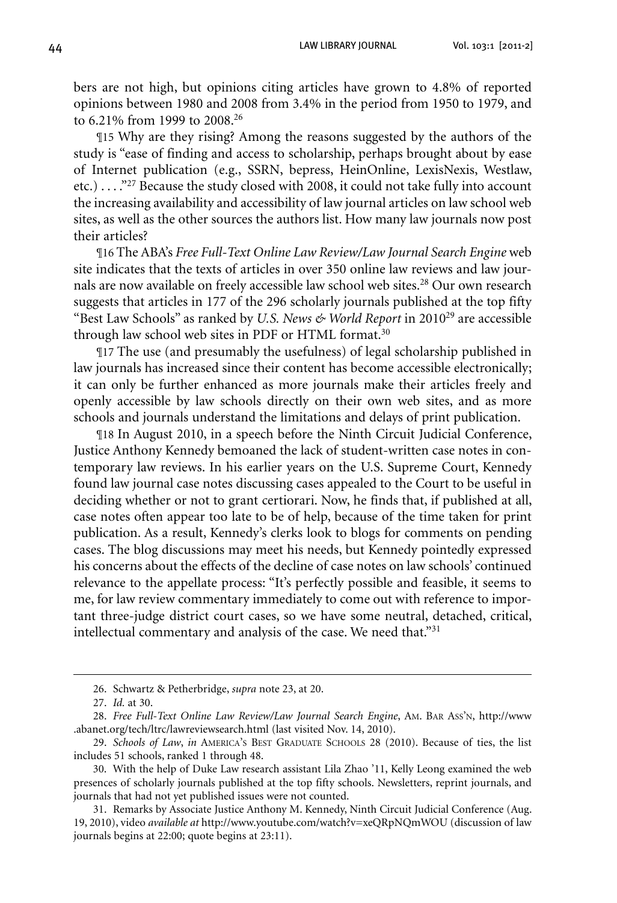bers are not high, but opinions citing articles have grown to 4.8% of reported opinions between 1980 and 2008 from 3.4% in the period from 1950 to 1979, and to 6.21% from 1999 to 2008.[26]

¶15 Why are they rising? Among the reasons suggested by the authors of the study is "ease of finding and access to scholarship, perhaps brought about by ease of Internet publication (e.g., SSRN, bepress, HeinOnline, LexisNexis, Westlaw, etc.) . . . ."[27] Because the study closed with 2008, it could not take fully into account the increasing availability and accessibility of law journal articles on law school web sites, as well as the other sources the authors list. How many law journals now post their articles?

¶16 The ABA's *Free Full-Text Online Law Review/Law Journal Search Engine* web site indicates that the texts of articles in over 350 online law reviews and law journals are now available on freely accessible law school web sites.[28] Our own research suggests that articles in 177 of the 296 scholarly journals published at the top fifty "Best Law Schools" as ranked by *U.S. News & World Report* in 2010[29] are accessible through law school web sites in PDF or HTML format.[30]

¶17 The use (and presumably the usefulness) of legal scholarship published in law journals has increased since their content has become accessible electronically; it can only be further enhanced as more journals make their articles freely and openly accessible by law schools directly on their own web sites, and as more schools and journals understand the limitations and delays of print publication.

¶18 In August 2010, in a speech before the Ninth Circuit Judicial Conference, Justice Anthony Kennedy bemoaned the lack of student-written case notes in contemporary law reviews. In his earlier years on the U.S. Supreme Court, Kennedy found law journal case notes discussing cases appealed to the Court to be useful in deciding whether or not to grant certiorari. Now, he finds that, if published at all, case notes often appear too late to be of help, because of the time taken for print publication. As a result, Kennedy's clerks look to blogs for comments on pending cases. The blog discussions may meet his needs, but Kennedy pointedly expressed his concerns about the effects of the decline of case notes on law schools' continued relevance to the appellate process: "It's perfectly possible and feasible, it seems to me, for law review commentary immediately to come out with reference to important three-judge district court cases, so we have some neutral, detached, critical, intellectual commentary and analysis of the case. We need that."[31]

---

26. Schwartz & Petherbridge, *supra* note 23, at 20.

27. *Id.* at 30.

28. *Free Full-Text Online Law Review/Law Journal Search Engine*, Am. Bar Ass'n, http://www.abanet.org/tech/ltrc/lawreviewsearch.html (last visited Nov. 14, 2010).

29. *Schools of Law*, *in* America's Best Graduate Schools 28 (2010). Because of ties, the list includes 51 schools, ranked 1 through 48.

30. With the help of Duke Law research assistant Lila Zhao '11, Kelly Leong examined the web presences of scholarly journals published at the top fifty schools. Newsletters, reprint journals, and journals that had not yet published issues were not counted.

31. Remarks by Associate Justice Anthony M. Kennedy, Ninth Circuit Judicial Conference (Aug. 19, 2010), video *available at* http://www.youtube.com/watch?v=xeQRpNQmWOU (discussion of law journals begins at 22:00; quote begins at 23:11).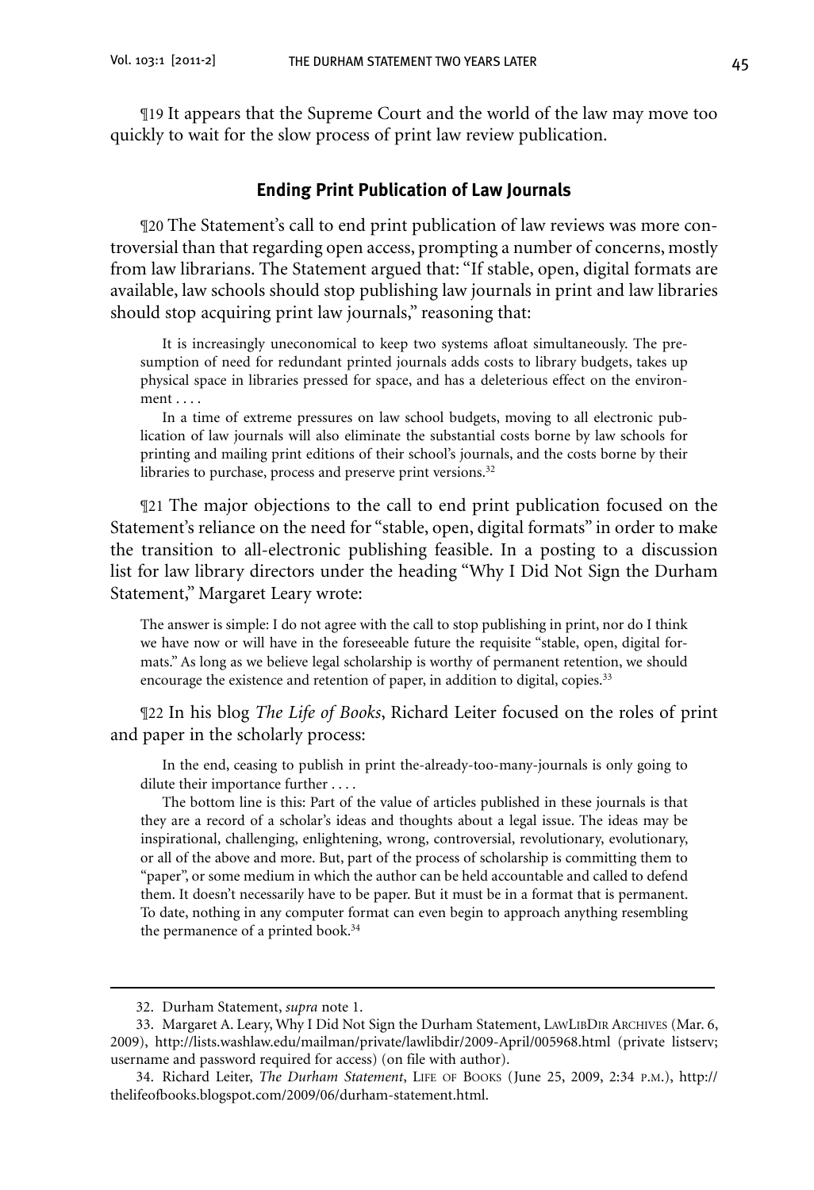¶19 It appears that the Supreme Court and the world of the law may move too quickly to wait for the slow process of print law review publication.

### Ending Print Publication of Law Journals

¶20 The Statement's call to end print publication of law reviews was more controversial than that regarding open access, prompting a number of concerns, mostly from law librarians. The Statement argued that: "If stable, open, digital formats are available, law schools should stop publishing law journals in print and law libraries should stop acquiring print law journals," reasoning that:

> It is increasingly uneconomical to keep two systems afloat simultaneously. The presumption of need for redundant printed journals adds costs to library budgets, takes up physical space in libraries pressed for space, and has a deleterious effect on the environment . . . .
>
> In a time of extreme pressures on law school budgets, moving to all electronic publication of law journals will also eliminate the substantial costs borne by law schools for printing and mailing print editions of their school's journals, and the costs borne by their libraries to purchase, process and preserve print versions.[32]

¶21 The major objections to the call to end print publication focused on the Statement's reliance on the need for "stable, open, digital formats" in order to make the transition to all-electronic publishing feasible. In a posting to a discussion list for law library directors under the heading "Why I Did Not Sign the Durham Statement," Margaret Leary wrote:

> The answer is simple: I do not agree with the call to stop publishing in print, nor do I think we have now or will have in the foreseeable future the requisite "stable, open, digital formats." As long as we believe legal scholarship is worthy of permanent retention, we should encourage the existence and retention of paper, in addition to digital, copies.[33]

¶22 In his blog *The Life of Books*, Richard Leiter focused on the roles of print and paper in the scholarly process:

> In the end, ceasing to publish in print the-already-too-many-journals is only going to dilute their importance further . . . .
>
> The bottom line is this: Part of the value of articles published in these journals is that they are a record of a scholar's ideas and thoughts about a legal issue. The ideas may be inspirational, challenging, enlightening, wrong, controversial, revolutionary, evolutionary, or all of the above and more. But, part of the process of scholarship is committing them to "paper", or some medium in which the author can be held accountable and called to defend them. It doesn't necessarily have to be paper. But it must be in a format that is permanent. To date, nothing in any computer format can even begin to approach anything resembling the permanence of a printed book.[34]

---

32. Durham Statement, *supra* note 1.

33. Margaret A. Leary, Why I Did Not Sign the Durham Statement, LawLibDir Archives (Mar. 6, 2009), http://lists.washlaw.edu/mailman/private/lawlibdir/2009-April/005968.html (private listserv; username and password required for access) (on file with author).

34. Richard Leiter, *The Durham Statement*, Life of Books (June 25, 2009, 2:34 p.m.), http://thelifeofbooks.blogspot.com/2009/06/durham-statement.html.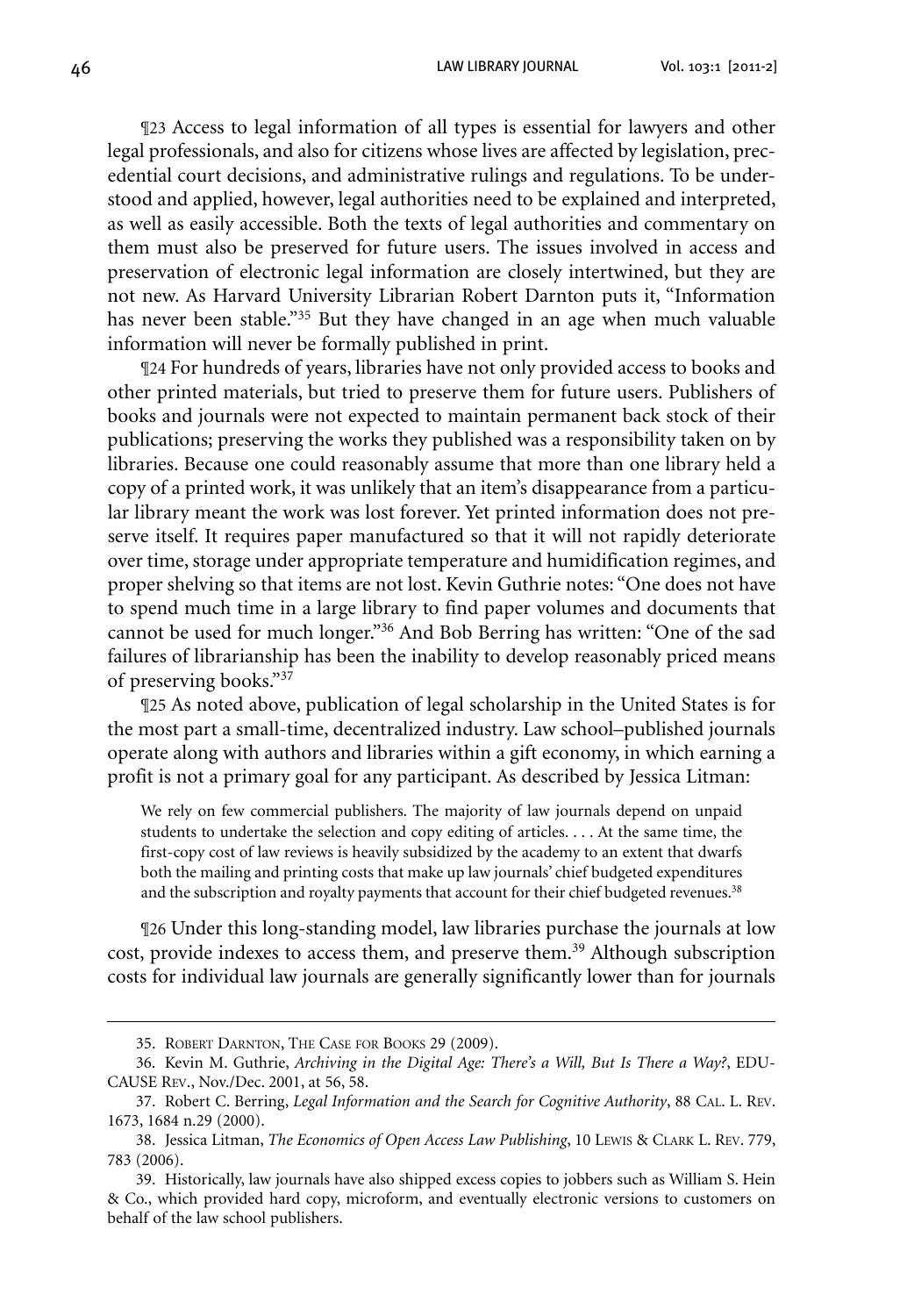¶23 Access to legal information of all types is essential for lawyers and other legal professionals, and also for citizens whose lives are affected by legislation, precedential court decisions, and administrative rulings and regulations. To be understood and applied, however, legal authorities need to be explained and interpreted, as well as easily accessible. Both the texts of legal authorities and commentary on them must also be preserved for future users. The issues involved in access and preservation of electronic legal information are closely intertwined, but they are not new. As Harvard University Librarian Robert Darnton puts it, "Information has never been stable."[35] But they have changed in an age when much valuable information will never be formally published in print.

¶24 For hundreds of years, libraries have not only provided access to books and other printed materials, but tried to preserve them for future users. Publishers of books and journals were not expected to maintain permanent back stock of their publications; preserving the works they published was a responsibility taken on by libraries. Because one could reasonably assume that more than one library held a copy of a printed work, it was unlikely that an item's disappearance from a particular library meant the work was lost forever. Yet printed information does not preserve itself. It requires paper manufactured so that it will not rapidly deteriorate over time, storage under appropriate temperature and humidification regimes, and proper shelving so that items are not lost. Kevin Guthrie notes: "One does not have to spend much time in a large library to find paper volumes and documents that cannot be used for much longer."[36] And Bob Berring has written: "One of the sad failures of librarianship has been the inability to develop reasonably priced means of preserving books."[37]

¶25 As noted above, publication of legal scholarship in the United States is for the most part a small-time, decentralized industry. Law school–published journals operate along with authors and libraries within a gift economy, in which earning a profit is not a primary goal for any participant. As described by Jessica Litman:

> We rely on few commercial publishers. The majority of law journals depend on unpaid students to undertake the selection and copy editing of articles. . . . At the same time, the first-copy cost of law reviews is heavily subsidized by the academy to an extent that dwarfs both the mailing and printing costs that make up law journals' chief budgeted expenditures and the subscription and royalty payments that account for their chief budgeted revenues.[38]

¶26 Under this long-standing model, law libraries purchase the journals at low cost, provide indexes to access them, and preserve them.[39] Although subscription costs for individual law journals are generally significantly lower than for journals

---

35. Robert Darnton, The Case for Books 29 (2009).

36. Kevin M. Guthrie, *Archiving in the Digital Age: There's a Will, But Is There a Way?*, EDUCAUSE Rev., Nov./Dec. 2001, at 56, 58.

37. Robert C. Berring, *Legal Information and the Search for Cognitive Authority*, 88 Cal. L. Rev. 1673, 1684 n.29 (2000).

38. Jessica Litman, *The Economics of Open Access Law Publishing*, 10 Lewis & Clark L. Rev. 779, 783 (2006).

39. Historically, law journals have also shipped excess copies to jobbers such as William S. Hein & Co., which provided hard copy, microform, and eventually electronic versions to customers on behalf of the law school publishers.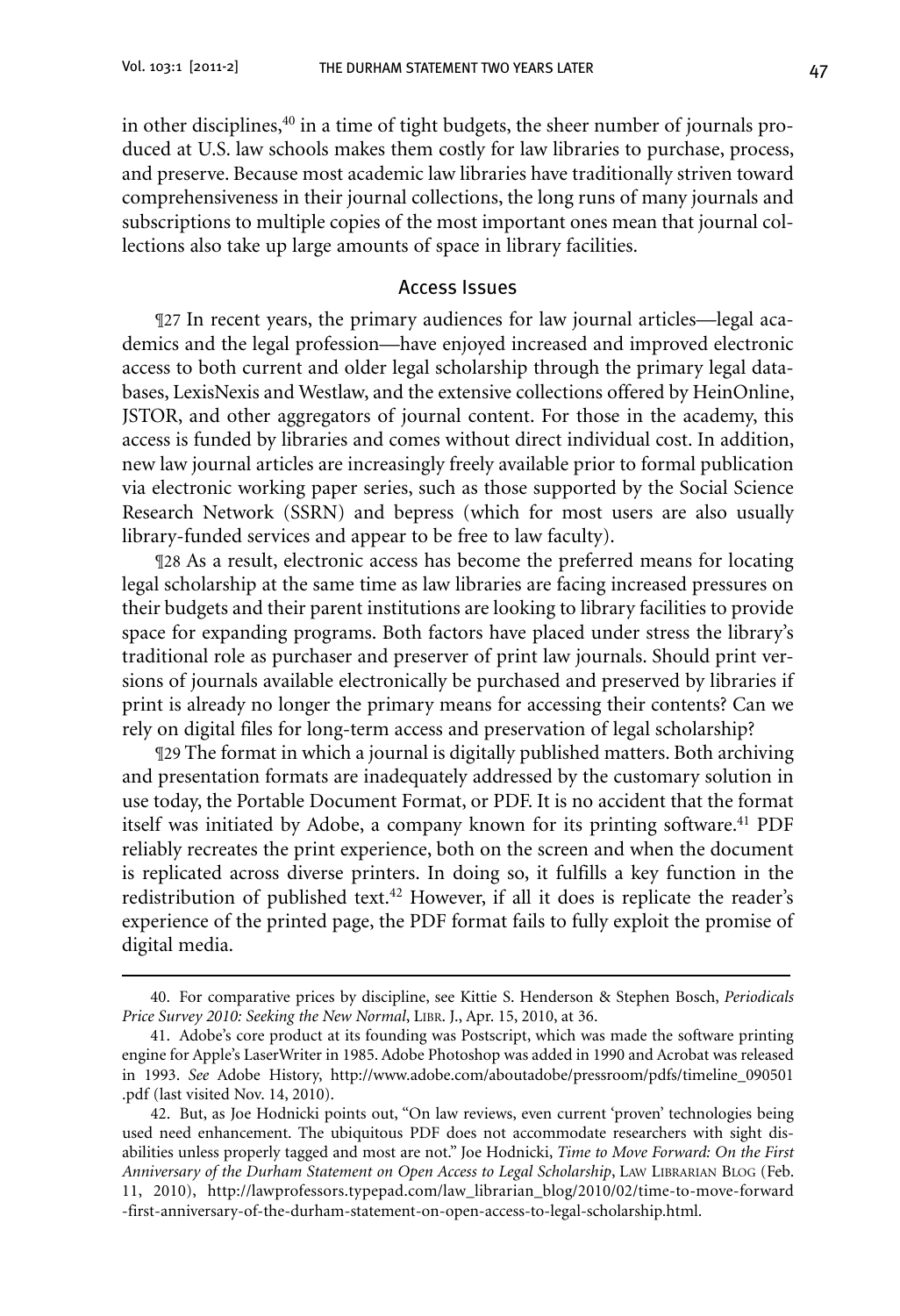in other disciplines,[40] in a time of tight budgets, the sheer number of journals produced at U.S. law schools makes them costly for law libraries to purchase, process, and preserve. Because most academic law libraries have traditionally striven toward comprehensiveness in their journal collections, the long runs of many journals and subscriptions to multiple copies of the most important ones mean that journal collections also take up large amounts of space in library facilities.

## Access Issues

¶27 In recent years, the primary audiences for law journal articles—legal academics and the legal profession—have enjoyed increased and improved electronic access to both current and older legal scholarship through the primary legal databases, LexisNexis and Westlaw, and the extensive collections offered by HeinOnline, JSTOR, and other aggregators of journal content. For those in the academy, this access is funded by libraries and comes without direct individual cost. In addition, new law journal articles are increasingly freely available prior to formal publication via electronic working paper series, such as those supported by the Social Science Research Network (SSRN) and bepress (which for most users are also usually library-funded services and appear to be free to law faculty).

¶28 As a result, electronic access has become the preferred means for locating legal scholarship at the same time as law libraries are facing increased pressures on their budgets and their parent institutions are looking to library facilities to provide space for expanding programs. Both factors have placed under stress the library's traditional role as purchaser and preserver of print law journals. Should print versions of journals available electronically be purchased and preserved by libraries if print is already no longer the primary means for accessing their contents? Can we rely on digital files for long-term access and preservation of legal scholarship?

¶29 The format in which a journal is digitally published matters. Both archiving and presentation formats are inadequately addressed by the customary solution in use today, the Portable Document Format, or PDF. It is no accident that the format itself was initiated by Adobe, a company known for its printing software.[41] PDF reliably recreates the print experience, both on the screen and when the document is replicated across diverse printers. In doing so, it fulfills a key function in the redistribution of published text.[42] However, if all it does is replicate the reader's experience of the printed page, the PDF format fails to fully exploit the promise of digital media.

---

40. For comparative prices by discipline, see Kittie S. Henderson & Stephen Bosch, *Periodicals Price Survey 2010: Seeking the New Normal*, LIBR. J., Apr. 15, 2010, at 36.

41. Adobe's core product at its founding was Postscript, which was made the software printing engine for Apple's LaserWriter in 1985. Adobe Photoshop was added in 1990 and Acrobat was released in 1993. *See* Adobe History, http://www.adobe.com/aboutadobe/pressroom/pdfs/timeline_090501.pdf (last visited Nov. 14, 2010).

42. But, as Joe Hodnicki points out, "On law reviews, even current 'proven' technologies being used need enhancement. The ubiquitous PDF does not accommodate researchers with sight disabilities unless properly tagged and most are not." Joe Hodnicki, *Time to Move Forward: On the First Anniversary of the Durham Statement on Open Access to Legal Scholarship*, LAW LIBRARIAN BLOG (Feb. 11, 2010), http://lawprofessors.typepad.com/law_librarian_blog/2010/02/time-to-move-forward-first-anniversary-of-the-durham-statement-on-open-access-to-legal-scholarship.html.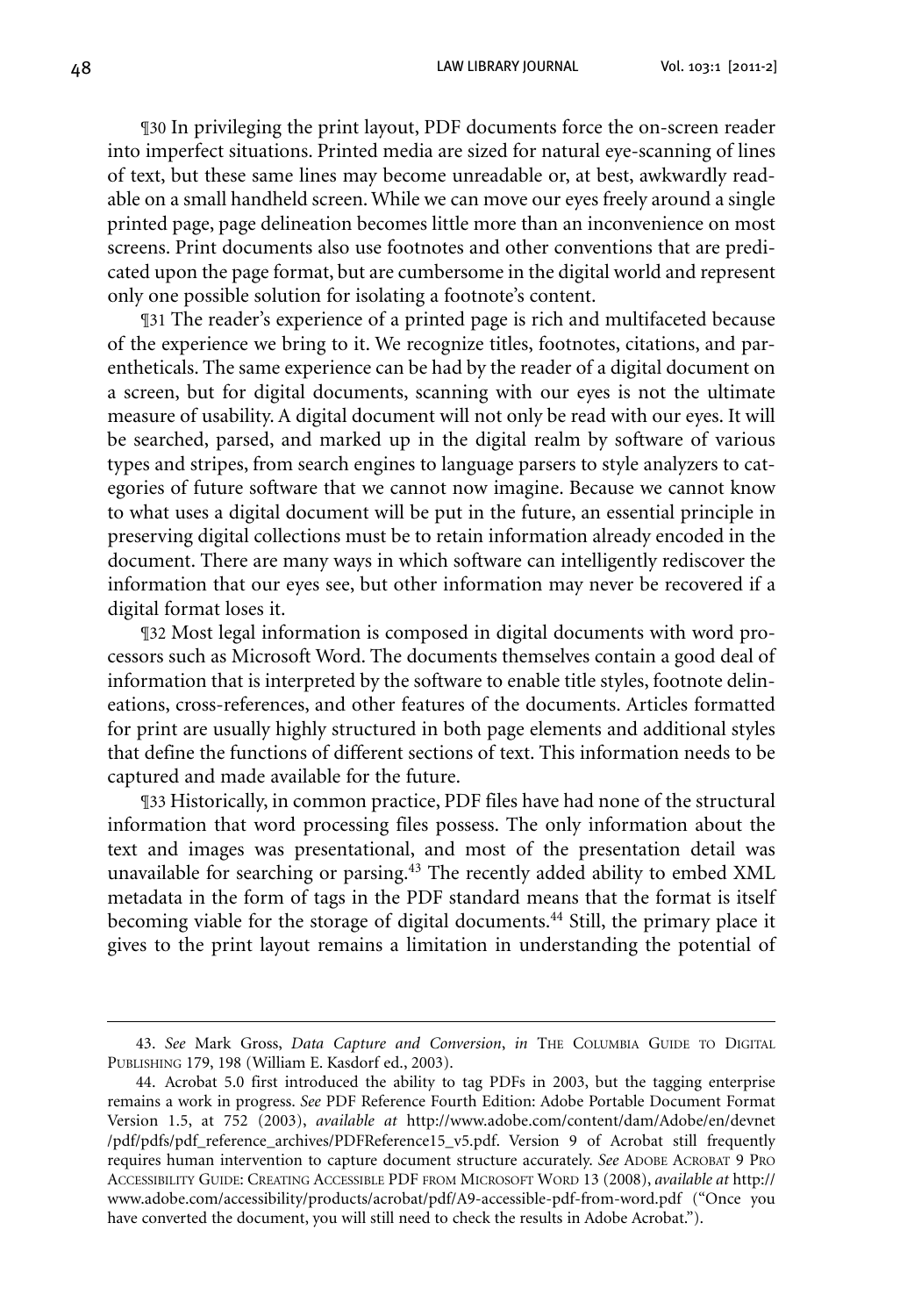¶30 In privileging the print layout, PDF documents force the on-screen reader into imperfect situations. Printed media are sized for natural eye-scanning of lines of text, but these same lines may become unreadable or, at best, awkwardly readable on a small handheld screen. While we can move our eyes freely around a single printed page, page delineation becomes little more than an inconvenience on most screens. Print documents also use footnotes and other conventions that are predicated upon the page format, but are cumbersome in the digital world and represent only one possible solution for isolating a footnote's content.

¶31 The reader's experience of a printed page is rich and multifaceted because of the experience we bring to it. We recognize titles, footnotes, citations, and parentheticals. The same experience can be had by the reader of a digital document on a screen, but for digital documents, scanning with our eyes is not the ultimate measure of usability. A digital document will not only be read with our eyes. It will be searched, parsed, and marked up in the digital realm by software of various types and stripes, from search engines to language parsers to style analyzers to categories of future software that we cannot now imagine. Because we cannot know to what uses a digital document will be put in the future, an essential principle in preserving digital collections must be to retain information already encoded in the document. There are many ways in which software can intelligently rediscover the information that our eyes see, but other information may never be recovered if a digital format loses it.

¶32 Most legal information is composed in digital documents with word processors such as Microsoft Word. The documents themselves contain a good deal of information that is interpreted by the software to enable title styles, footnote delineations, cross-references, and other features of the documents. Articles formatted for print are usually highly structured in both page elements and additional styles that define the functions of different sections of text. This information needs to be captured and made available for the future.

¶33 Historically, in common practice, PDF files have had none of the structural information that word processing files possess. The only information about the text and images was presentational, and most of the presentation detail was unavailable for searching or parsing.[43] The recently added ability to embed XML metadata in the form of tags in the PDF standard means that the format is itself becoming viable for the storage of digital documents.[44] Still, the primary place it gives to the print layout remains a limitation in understanding the potential of

---

43. *See* Mark Gross, *Data Capture and Conversion*, *in* THE COLUMBIA GUIDE TO DIGITAL PUBLISHING 179, 198 (William E. Kasdorf ed., 2003).

44. Acrobat 5.0 first introduced the ability to tag PDFs in 2003, but the tagging enterprise remains a work in progress. *See* PDF Reference Fourth Edition: Adobe Portable Document Format Version 1.5, at 752 (2003), *available at* http://www.adobe.com/content/dam/Adobe/en/devnet/pdf/pdfs/pdf_reference_archives/PDFReference15_v5.pdf. Version 9 of Acrobat still frequently requires human intervention to capture document structure accurately. *See* ADOBE ACROBAT 9 PRO ACCESSIBILITY GUIDE: CREATING ACCESSIBLE PDF FROM MICROSOFT WORD 13 (2008), *available at* http://www.adobe.com/accessibility/products/acrobat/pdf/A9-accessible-pdf-from-word.pdf ("Once you have converted the document, you will still need to check the results in Adobe Acrobat.").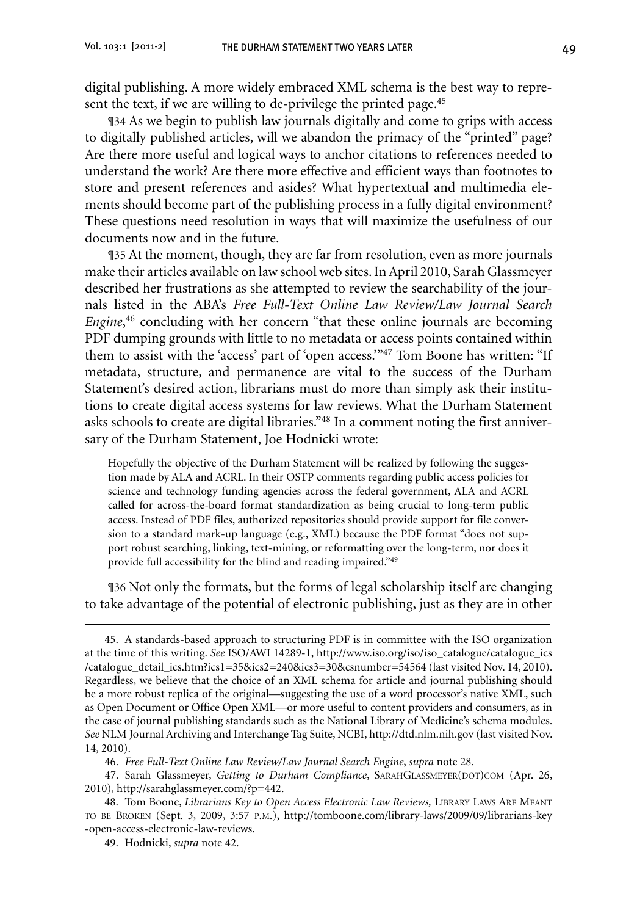digital publishing. A more widely embraced XML schema is the best way to represent the text, if we are willing to de-privilege the printed page.[45]

¶34 As we begin to publish law journals digitally and come to grips with access to digitally published articles, will we abandon the primacy of the "printed" page? Are there more useful and logical ways to anchor citations to references needed to understand the work? Are there more effective and efficient ways than footnotes to store and present references and asides? What hypertextual and multimedia elements should become part of the publishing process in a fully digital environment? These questions need resolution in ways that will maximize the usefulness of our documents now and in the future.

¶35 At the moment, though, they are far from resolution, even as more journals make their articles available on law school web sites. In April 2010, Sarah Glassmeyer described her frustrations as she attempted to review the searchability of the journals listed in the ABA's *Free Full-Text Online Law Review/Law Journal Search Engine*,[46] concluding with her concern "that these online journals are becoming PDF dumping grounds with little to no metadata or access points contained within them to assist with the 'access' part of 'open access.'"[47] Tom Boone has written: "If metadata, structure, and permanence are vital to the success of the Durham Statement's desired action, librarians must do more than simply ask their institutions to create digital access systems for law reviews. What the Durham Statement asks schools to create are digital libraries."[48] In a comment noting the first anniversary of the Durham Statement, Joe Hodnicki wrote:

> Hopefully the objective of the Durham Statement will be realized by following the suggestion made by ALA and ACRL. In their OSTP comments regarding public access policies for science and technology funding agencies across the federal government, ALA and ACRL called for across-the-board format standardization as being crucial to long-term public access. Instead of PDF files, authorized repositories should provide support for file conversion to a standard mark-up language (e.g., XML) because the PDF format "does not support robust searching, linking, text-mining, or reformatting over the long-term, nor does it provide full accessibility for the blind and reading impaired."[49]

¶36 Not only the formats, but the forms of legal scholarship itself are changing to take advantage of the potential of electronic publishing, just as they are in other

---

45. A standards-based approach to structuring PDF is in committee with the ISO organization at the time of this writing. *See* ISO/AWI 14289-1, http://www.iso.org/iso/iso_catalogue/catalogue_ics/catalogue_detail_ics.htm?ics1=35&ics2=240&ics3=30&csnumber=54564 (last visited Nov. 14, 2010). Regardless, we believe that the choice of an XML schema for article and journal publishing should be a more robust replica of the original—suggesting the use of a word processor's native XML, such as Open Document or Office Open XML—or more useful to content providers and consumers, as in the case of journal publishing standards such as the National Library of Medicine's schema modules. *See* NLM Journal Archiving and Interchange Tag Suite, NCBI, http://dtd.nlm.nih.gov (last visited Nov. 14, 2010).

46. *Free Full-Text Online Law Review/Law Journal Search Engine*, *supra* note 28.

47. Sarah Glassmeyer, *Getting to Durham Compliance*, SARAHGLASSMEYER(DOT)COM (Apr. 26, 2010), http://sarahglassmeyer.com/?p=442.

48. Tom Boone, *Librarians Key to Open Access Electronic Law Reviews,* LIBRARY LAWS ARE MEANT TO BE BROKEN (Sept. 3, 2009, 3:57 P.M.), http://tomboone.com/library-laws/2009/09/librarians-key-open-access-electronic-law-reviews.

49. Hodnicki, *supra* note 42.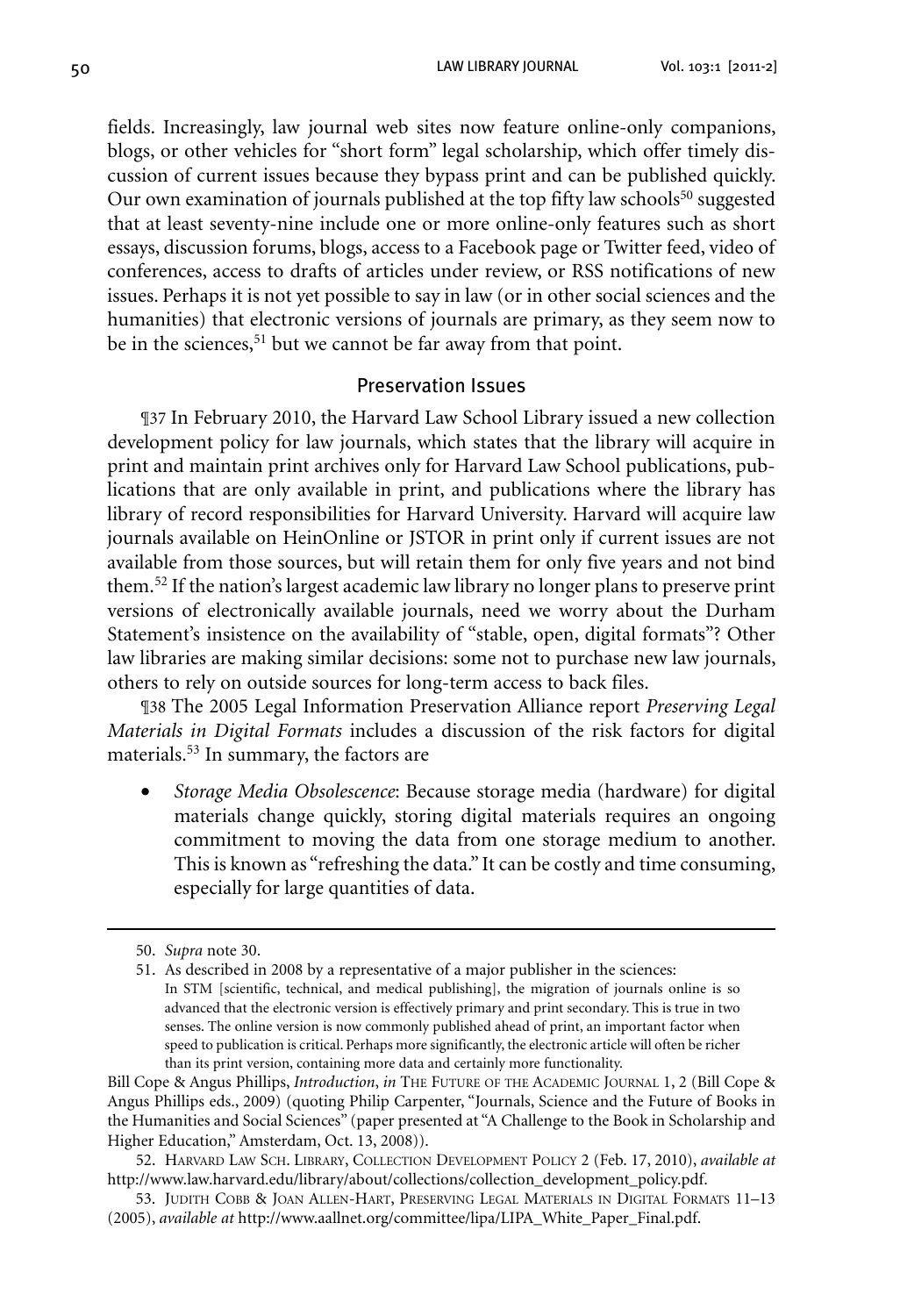fields. Increasingly, law journal web sites now feature online-only companions, blogs, or other vehicles for "short form" legal scholarship, which offer timely discussion of current issues because they bypass print and can be published quickly. Our own examination of journals published at the top fifty law schools[50] suggested that at least seventy-nine include one or more online-only features such as short essays, discussion forums, blogs, access to a Facebook page or Twitter feed, video of conferences, access to drafts of articles under review, or RSS notifications of new issues. Perhaps it is not yet possible to say in law (or in other social sciences and the humanities) that electronic versions of journals are primary, as they seem now to be in the sciences,[51] but we cannot be far away from that point.

## Preservation Issues

¶37 In February 2010, the Harvard Law School Library issued a new collection development policy for law journals, which states that the library will acquire in print and maintain print archives only for Harvard Law School publications, publications that are only available in print, and publications where the library has library of record responsibilities for Harvard University. Harvard will acquire law journals available on HeinOnline or JSTOR in print only if current issues are not available from those sources, but will retain them for only five years and not bind them.[52] If the nation's largest academic law library no longer plans to preserve print versions of electronically available journals, need we worry about the Durham Statement's insistence on the availability of "stable, open, digital formats"? Other law libraries are making similar decisions: some not to purchase new law journals, others to rely on outside sources for long-term access to back files.

¶38 The 2005 Legal Information Preservation Alliance report *Preserving Legal Materials in Digital Formats* includes a discussion of the risk factors for digital materials.[53] In summary, the factors are

- *Storage Media Obsolescence*: Because storage media (hardware) for digital materials change quickly, storing digital materials requires an ongoing commitment to moving the data from one storage medium to another. This is known as "refreshing the data." It can be costly and time consuming, especially for large quantities of data.

---

50. *Supra* note 30.

51. As described in 2008 by a representative of a major publisher in the sciences:

> In STM [scientific, technical, and medical publishing], the migration of journals online is so advanced that the electronic version is effectively primary and print secondary. This is true in two senses. The online version is now commonly published ahead of print, an important factor when speed to publication is critical. Perhaps more significantly, the electronic article will often be richer than its print version, containing more data and certainly more functionality.

Bill Cope & Angus Phillips, *Introduction*, *in* The Future of the Academic Journal 1, 2 (Bill Cope & Angus Phillips eds., 2009) (quoting Philip Carpenter, "Journals, Science and the Future of Books in the Humanities and Social Sciences" (paper presented at "A Challenge to the Book in Scholarship and Higher Education," Amsterdam, Oct. 13, 2008)).

52. Harvard Law Sch. Library, Collection Development Policy 2 (Feb. 17, 2010), *available at* http://www.law.harvard.edu/library/about/collections/collection_development_policy.pdf.

53. Judith Cobb & Joan Allen-Hart, Preserving Legal Materials in Digital Formats 11–13 (2005), *available at* http://www.aallnet.org/committee/lipa/LIPA_White_Paper_Final.pdf.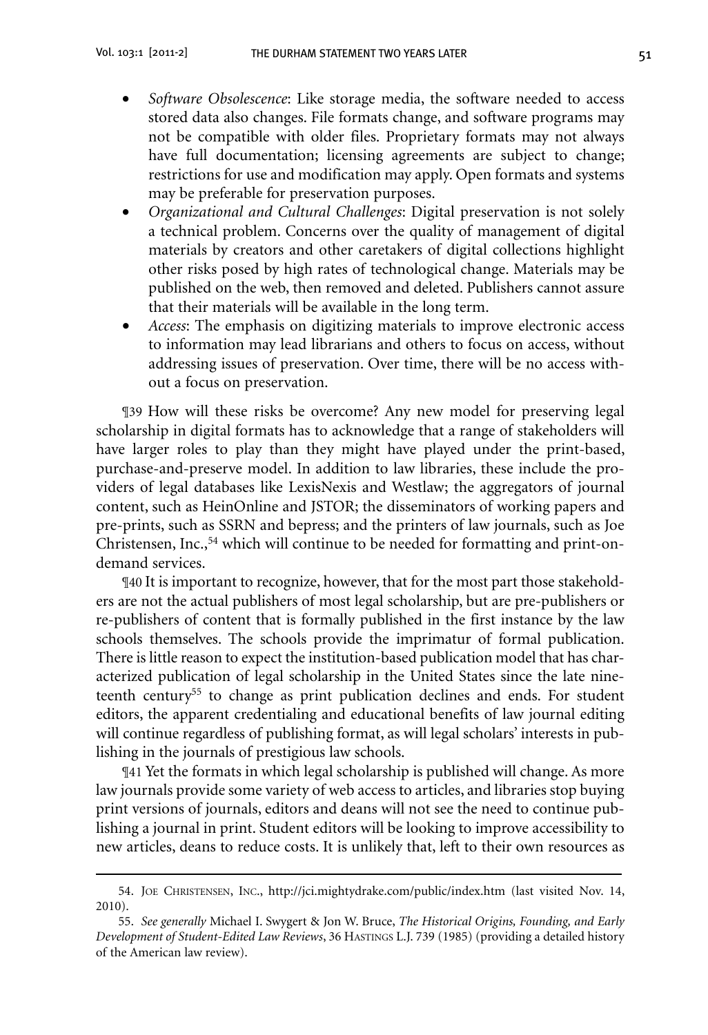- *Software Obsolescence*: Like storage media, the software needed to access stored data also changes. File formats change, and software programs may not be compatible with older files. Proprietary formats may not always have full documentation; licensing agreements are subject to change; restrictions for use and modification may apply. Open formats and systems may be preferable for preservation purposes.
- *Organizational and Cultural Challenges*: Digital preservation is not solely a technical problem. Concerns over the quality of management of digital materials by creators and other caretakers of digital collections highlight other risks posed by high rates of technological change. Materials may be published on the web, then removed and deleted. Publishers cannot assure that their materials will be available in the long term.
- *Access*: The emphasis on digitizing materials to improve electronic access to information may lead librarians and others to focus on access, without addressing issues of preservation. Over time, there will be no access without a focus on preservation.

¶39 How will these risks be overcome? Any new model for preserving legal scholarship in digital formats has to acknowledge that a range of stakeholders will have larger roles to play than they might have played under the print-based, purchase-and-preserve model. In addition to law libraries, these include the providers of legal databases like LexisNexis and Westlaw; the aggregators of journal content, such as HeinOnline and JSTOR; the disseminators of working papers and pre-prints, such as SSRN and bepress; and the printers of law journals, such as Joe Christensen, Inc.,[54] which will continue to be needed for formatting and print-on-demand services.

¶40 It is important to recognize, however, that for the most part those stakeholders are not the actual publishers of most legal scholarship, but are pre-publishers or re-publishers of content that is formally published in the first instance by the law schools themselves. The schools provide the imprimatur of formal publication. There is little reason to expect the institution-based publication model that has characterized publication of legal scholarship in the United States since the late nineteenth century[55] to change as print publication declines and ends. For student editors, the apparent credentialing and educational benefits of law journal editing will continue regardless of publishing format, as will legal scholars' interests in publishing in the journals of prestigious law schools.

¶41 Yet the formats in which legal scholarship is published will change. As more law journals provide some variety of web access to articles, and libraries stop buying print versions of journals, editors and deans will not see the need to continue publishing a journal in print. Student editors will be looking to improve accessibility to new articles, deans to reduce costs. It is unlikely that, left to their own resources as

---

54. Joe Christensen, Inc., http://jci.mightydrake.com/public/index.htm (last visited Nov. 14, 2010).

55. *See generally* Michael I. Swygert & Jon W. Bruce, *The Historical Origins, Founding, and Early Development of Student-Edited Law Reviews*, 36 Hastings L.J. 739 (1985) (providing a detailed history of the American law review).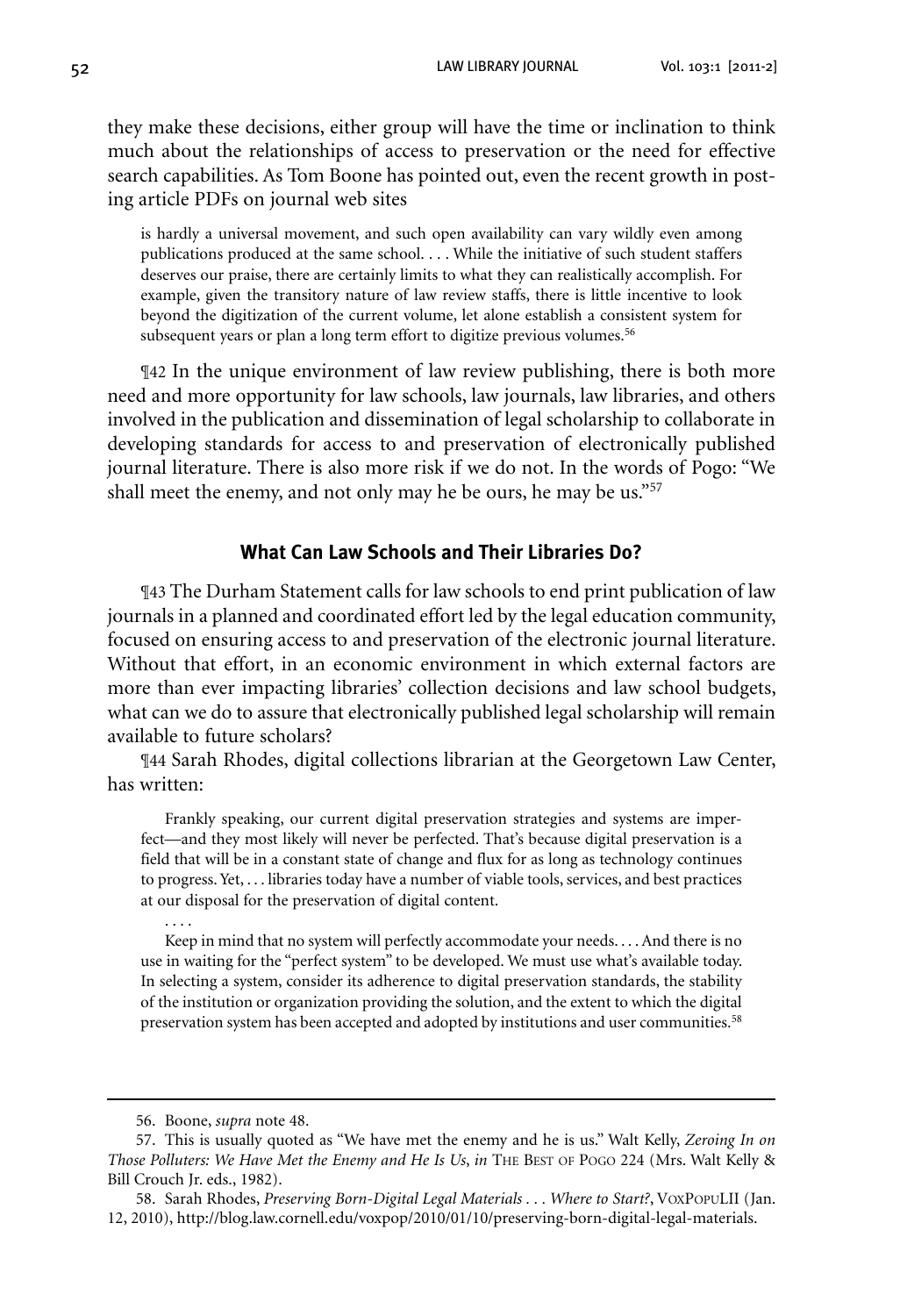they make these decisions, either group will have the time or inclination to think much about the relationships of access to preservation or the need for effective search capabilities. As Tom Boone has pointed out, even the recent growth in posting article PDFs on journal web sites

> is hardly a universal movement, and such open availability can vary wildly even among publications produced at the same school. . . . While the initiative of such student staffers deserves our praise, there are certainly limits to what they can realistically accomplish. For example, given the transitory nature of law review staffs, there is little incentive to look beyond the digitization of the current volume, let alone establish a consistent system for subsequent years or plan a long term effort to digitize previous volumes.[56]

¶42 In the unique environment of law review publishing, there is both more need and more opportunity for law schools, law journals, law libraries, and others involved in the publication and dissemination of legal scholarship to collaborate in developing standards for access to and preservation of electronically published journal literature. There is also more risk if we do not. In the words of Pogo: "We shall meet the enemy, and not only may he be ours, he may be us."[57]

## What Can Law Schools and Their Libraries Do?

¶43 The Durham Statement calls for law schools to end print publication of law journals in a planned and coordinated effort led by the legal education community, focused on ensuring access to and preservation of the electronic journal literature. Without that effort, in an economic environment in which external factors are more than ever impacting libraries' collection decisions and law school budgets, what can we do to assure that electronically published legal scholarship will remain available to future scholars?

¶44 Sarah Rhodes, digital collections librarian at the Georgetown Law Center, has written:

> Frankly speaking, our current digital preservation strategies and systems are imperfect—and they most likely will never be perfected. That's because digital preservation is a field that will be in a constant state of change and flux for as long as technology continues to progress. Yet, . . . libraries today have a number of viable tools, services, and best practices at our disposal for the preservation of digital content.
>
> . . . .
>
> Keep in mind that no system will perfectly accommodate your needs. . . . And there is no use in waiting for the "perfect system" to be developed. We must use what's available today. In selecting a system, consider its adherence to digital preservation standards, the stability of the institution or organization providing the solution, and the extent to which the digital preservation system has been accepted and adopted by institutions and user communities.[58]

---

56. Boone, *supra* note 48.

57. This is usually quoted as "We have met the enemy and he is us." Walt Kelly, *Zeroing In on Those Polluters: We Have Met the Enemy and He Is Us*, *in* THE BEST OF POGO 224 (Mrs. Walt Kelly & Bill Crouch Jr. eds., 1982).

58. Sarah Rhodes, *Preserving Born-Digital Legal Materials . . . Where to Start?*, VOXPOPULII (Jan. 12, 2010), http://blog.law.cornell.edu/voxpop/2010/01/10/preserving-born-digital-legal-materials.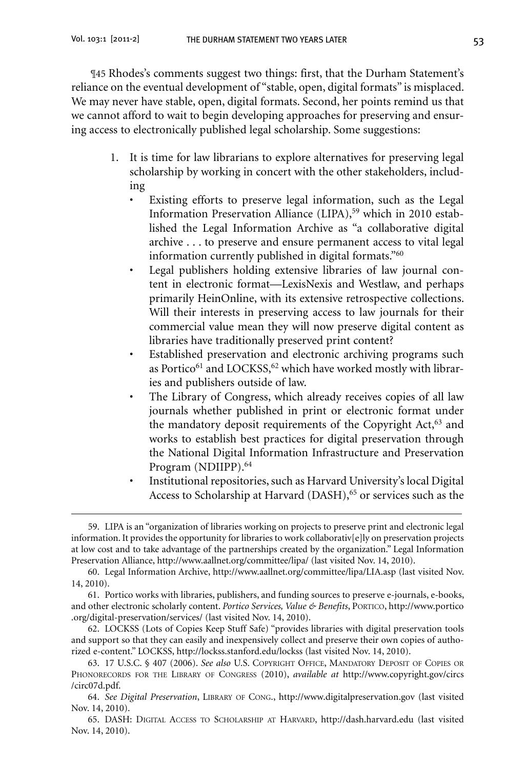¶45 Rhodes's comments suggest two things: first, that the Durham Statement's reliance on the eventual development of "stable, open, digital formats" is misplaced. We may never have stable, open, digital formats. Second, her points remind us that we cannot afford to wait to begin developing approaches for preserving and ensuring access to electronically published legal scholarship. Some suggestions:

1. It is time for law librarians to explore alternatives for preserving legal scholarship by working in concert with the other stakeholders, including
   - Existing efforts to preserve legal information, such as the Legal Information Preservation Alliance (LIPA),[59] which in 2010 established the Legal Information Archive as "a collaborative digital archive . . . to preserve and ensure permanent access to vital legal information currently published in digital formats."[60]
   - Legal publishers holding extensive libraries of law journal content in electronic format—LexisNexis and Westlaw, and perhaps primarily HeinOnline, with its extensive retrospective collections. Will their interests in preserving access to law journals for their commercial value mean they will now preserve digital content as libraries have traditionally preserved print content?
   - Established preservation and electronic archiving programs such as Portico[61] and LOCKSS,[62] which have worked mostly with libraries and publishers outside of law.
   - The Library of Congress, which already receives copies of all law journals whether published in print or electronic format under the mandatory deposit requirements of the Copyright Act,[63] and works to establish best practices for digital preservation through the National Digital Information Infrastructure and Preservation Program (NDIIPP).[64]
   - Institutional repositories, such as Harvard University's local Digital Access to Scholarship at Harvard (DASH),[65] or services such as the

---

59. LIPA is an "organization of libraries working on projects to preserve print and electronic legal information. It provides the opportunity for libraries to work collaborativ[e]ly on preservation projects at low cost and to take advantage of the partnerships created by the organization." Legal Information Preservation Alliance, http://www.aallnet.org/committee/lipa/ (last visited Nov. 14, 2010).

60. Legal Information Archive, http://www.aallnet.org/committee/lipa/LIA.asp (last visited Nov. 14, 2010).

61. Portico works with libraries, publishers, and funding sources to preserve e-journals, e-books, and other electronic scholarly content. *Portico Services, Value & Benefits*, PORTICO, http://www.portico.org/digital-preservation/services/ (last visited Nov. 14, 2010).

62. LOCKSS (Lots of Copies Keep Stuff Safe) "provides libraries with digital preservation tools and support so that they can easily and inexpensively collect and preserve their own copies of authorized e-content." LOCKSS, http://lockss.stanford.edu/lockss (last visited Nov. 14, 2010).

63. 17 U.S.C. § 407 (2006). *See also* U.S. COPYRIGHT OFFICE, MANDATORY DEPOSIT OF COPIES OR PHONORECORDS FOR THE LIBRARY OF CONGRESS (2010), *available at* http://www.copyright.gov/circs/circ07d.pdf.

64. *See Digital Preservation*, LIBRARY OF CONG., http://www.digitalpreservation.gov (last visited Nov. 14, 2010).

65. DASH: DIGITAL ACCESS TO SCHOLARSHIP AT HARVARD, http://dash.harvard.edu (last visited Nov. 14, 2010).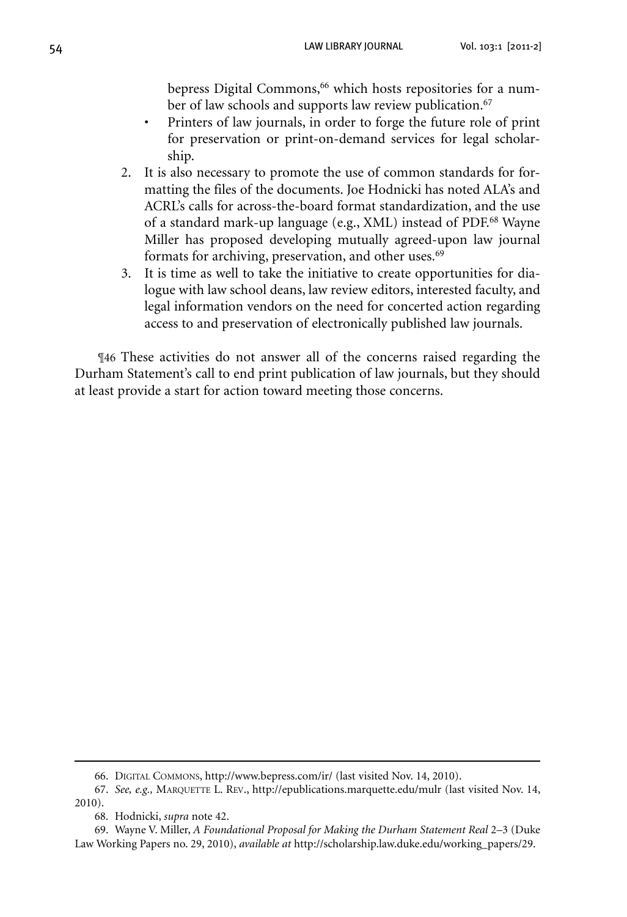bepress Digital Commons,[66] which hosts repositories for a number of law schools and supports law review publication.[67]

- Printers of law journals, in order to forge the future role of print for preservation or print-on-demand services for legal scholarship.

2. It is also necessary to promote the use of common standards for formatting the files of the documents. Joe Hodnicki has noted ALA's and ACRL's calls for across-the-board format standardization, and the use of a standard mark-up language (e.g., XML) instead of PDF.[68] Wayne Miller has proposed developing mutually agreed-upon law journal formats for archiving, preservation, and other uses.[69]
3. It is time as well to take the initiative to create opportunities for dialogue with law school deans, law review editors, interested faculty, and legal information vendors on the need for concerted action regarding access to and preservation of electronically published law journals.

¶46 These activities do not answer all of the concerns raised regarding the Durham Statement's call to end print publication of law journals, but they should at least provide a start for action toward meeting those concerns.

---

66. Digital Commons, http://www.bepress.com/ir/ (last visited Nov. 14, 2010).

67. *See, e.g.,* Marquette L. Rev., http://epublications.marquette.edu/mulr (last visited Nov. 14, 2010).

68. Hodnicki, *supra* note 42.

69. Wayne V. Miller, *A Foundational Proposal for Making the Durham Statement Real* 2–3 (Duke Law Working Papers no. 29, 2010), *available at* http://scholarship.law.duke.edu/working_papers/29.